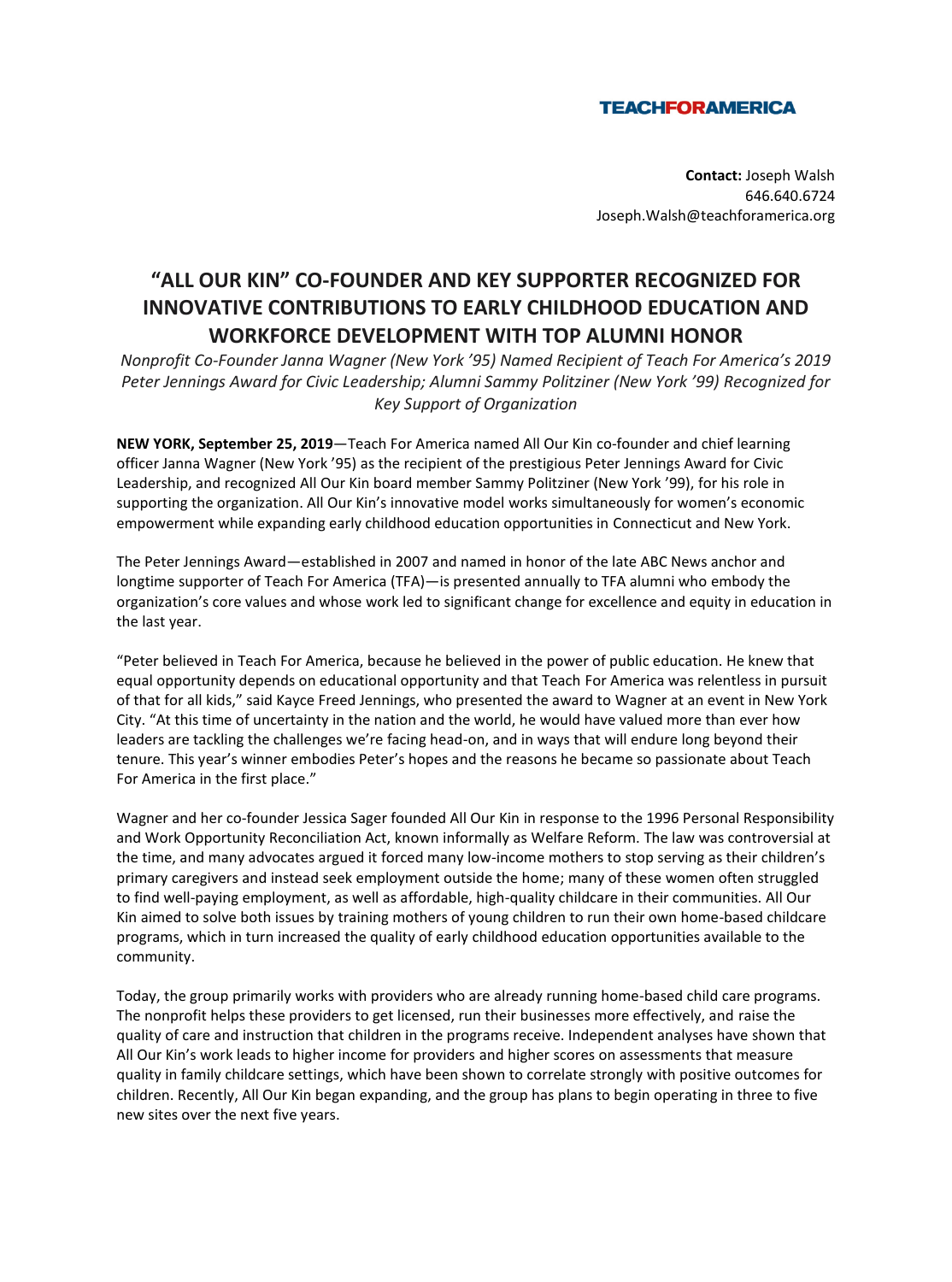**TEACHFORAMERICA**

**Contact:** Joseph Walsh
646.640.6724
Joseph.Walsh@teachforamerica.org

# "ALL OUR KIN" CO-FOUNDER AND KEY SUPPORTER RECOGNIZED FOR INNOVATIVE CONTRIBUTIONS TO EARLY CHILDHOOD EDUCATION AND WORKFORCE DEVELOPMENT WITH TOP ALUMNI HONOR

*Nonprofit Co-Founder Janna Wagner (New York '95) Named Recipient of Teach For America's 2019 Peter Jennings Award for Civic Leadership; Alumni Sammy Politziner (New York '99) Recognized for Key Support of Organization*

**NEW YORK, September 25, 2019**—Teach For America named All Our Kin co-founder and chief learning officer Janna Wagner (New York '95) as the recipient of the prestigious Peter Jennings Award for Civic Leadership, and recognized All Our Kin board member Sammy Politziner (New York '99), for his role in supporting the organization. All Our Kin's innovative model works simultaneously for women's economic empowerment while expanding early childhood education opportunities in Connecticut and New York.

The Peter Jennings Award—established in 2007 and named in honor of the late ABC News anchor and longtime supporter of Teach For America (TFA)—is presented annually to TFA alumni who embody the organization's core values and whose work led to significant change for excellence and equity in education in the last year.

"Peter believed in Teach For America, because he believed in the power of public education. He knew that equal opportunity depends on educational opportunity and that Teach For America was relentless in pursuit of that for all kids," said Kayce Freed Jennings, who presented the award to Wagner at an event in New York City. "At this time of uncertainty in the nation and the world, he would have valued more than ever how leaders are tackling the challenges we're facing head-on, and in ways that will endure long beyond their tenure. This year's winner embodies Peter's hopes and the reasons he became so passionate about Teach For America in the first place."

Wagner and her co-founder Jessica Sager founded All Our Kin in response to the 1996 Personal Responsibility and Work Opportunity Reconciliation Act, known informally as Welfare Reform. The law was controversial at the time, and many advocates argued it forced many low-income mothers to stop serving as their children's primary caregivers and instead seek employment outside the home; many of these women often struggled to find well-paying employment, as well as affordable, high-quality childcare in their communities. All Our Kin aimed to solve both issues by training mothers of young children to run their own home-based childcare programs, which in turn increased the quality of early childhood education opportunities available to the community.

Today, the group primarily works with providers who are already running home-based child care programs. The nonprofit helps these providers to get licensed, run their businesses more effectively, and raise the quality of care and instruction that children in the programs receive. Independent analyses have shown that All Our Kin's work leads to higher income for providers and higher scores on assessments that measure quality in family childcare settings, which have been shown to correlate strongly with positive outcomes for children. Recently, All Our Kin began expanding, and the group has plans to begin operating in three to five new sites over the next five years.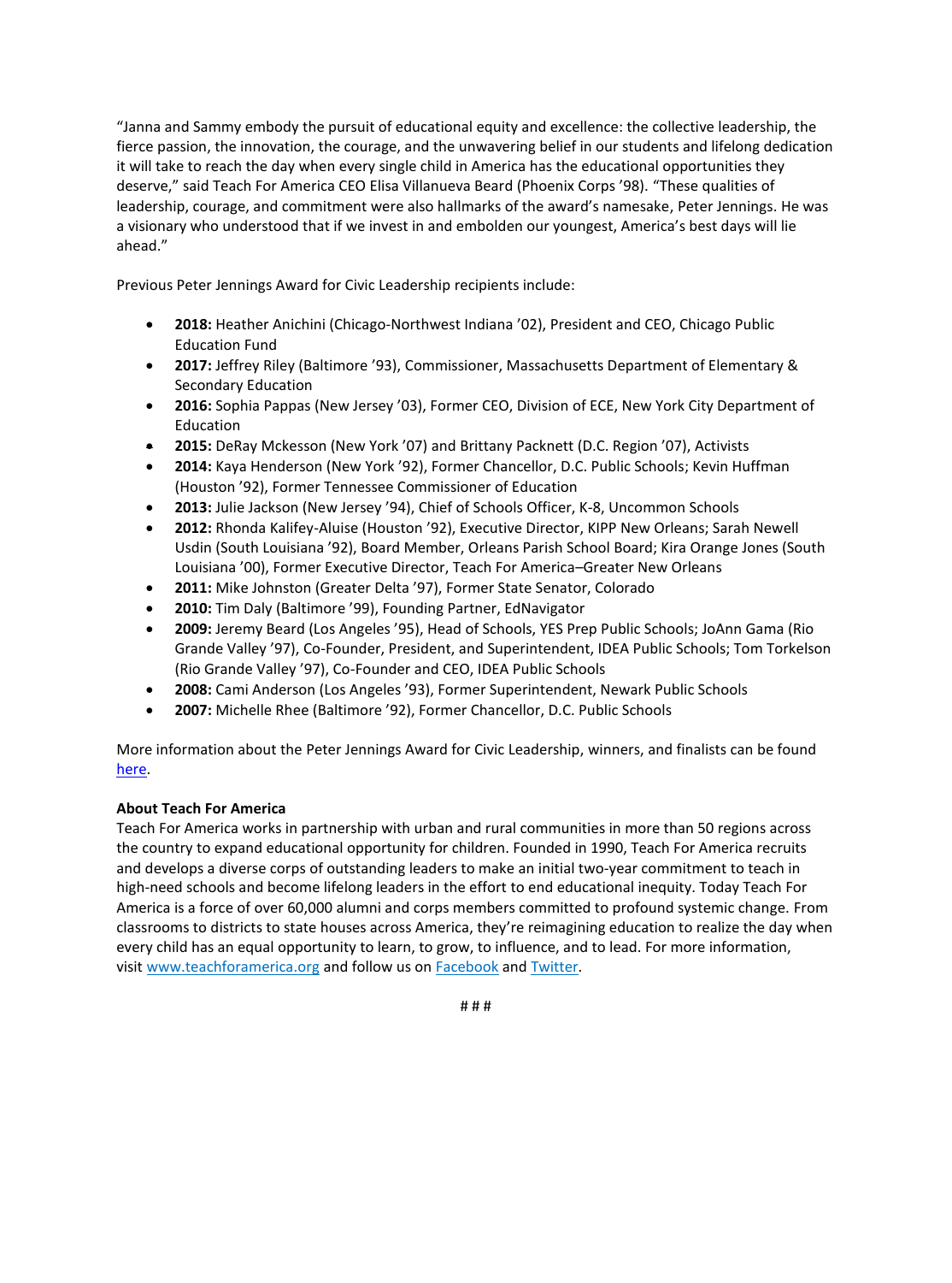"Janna and Sammy embody the pursuit of educational equity and excellence: the collective leadership, the fierce passion, the innovation, the courage, and the unwavering belief in our students and lifelong dedication it will take to reach the day when every single child in America has the educational opportunities they deserve," said Teach For America CEO Elisa Villanueva Beard (Phoenix Corps '98). "These qualities of leadership, courage, and commitment were also hallmarks of the award's namesake, Peter Jennings. He was a visionary who understood that if we invest in and embolden our youngest, America's best days will lie ahead."

Previous Peter Jennings Award for Civic Leadership recipients include:

- **2018:** Heather Anichini (Chicago-Northwest Indiana '02), President and CEO, Chicago Public Education Fund
- **2017:** Jeffrey Riley (Baltimore '93), Commissioner, Massachusetts Department of Elementary & Secondary Education
- **2016:** Sophia Pappas (New Jersey '03), Former CEO, Division of ECE, New York City Department of Education
- **2015:** DeRay Mckesson (New York '07) and Brittany Packnett (D.C. Region '07), Activists
- **2014:** Kaya Henderson (New York '92), Former Chancellor, D.C. Public Schools; Kevin Huffman (Houston '92), Former Tennessee Commissioner of Education
- **2013:** Julie Jackson (New Jersey '94), Chief of Schools Officer, K-8, Uncommon Schools
- **2012:** Rhonda Kalifey-Aluise (Houston '92), Executive Director, KIPP New Orleans; Sarah Newell Usdin (South Louisiana '92), Board Member, Orleans Parish School Board; Kira Orange Jones (South Louisiana '00), Former Executive Director, Teach For America–Greater New Orleans
- **2011:** Mike Johnston (Greater Delta '97), Former State Senator, Colorado
- **2010:** Tim Daly (Baltimore '99), Founding Partner, EdNavigator
- **2009:** Jeremy Beard (Los Angeles '95), Head of Schools, YES Prep Public Schools; JoAnn Gama (Rio Grande Valley '97), Co-Founder, President, and Superintendent, IDEA Public Schools; Tom Torkelson (Rio Grande Valley '97), Co-Founder and CEO, IDEA Public Schools
- **2008:** Cami Anderson (Los Angeles '93), Former Superintendent, Newark Public Schools
- **2007:** Michelle Rhee (Baltimore '92), Former Chancellor, D.C. Public Schools

More information about the Peter Jennings Award for Civic Leadership, winners, and finalists can be found here.

**About Teach For America**
Teach For America works in partnership with urban and rural communities in more than 50 regions across the country to expand educational opportunity for children. Founded in 1990, Teach For America recruits and develops a diverse corps of outstanding leaders to make an initial two-year commitment to teach in high-need schools and become lifelong leaders in the effort to end educational inequity. Today Teach For America is a force of over 60,000 alumni and corps members committed to profound systemic change. From classrooms to districts to state houses across America, they're reimagining education to realize the day when every child has an equal opportunity to learn, to grow, to influence, and to lead. For more information, visit www.teachforamerica.org and follow us on Facebook and Twitter.

# # #